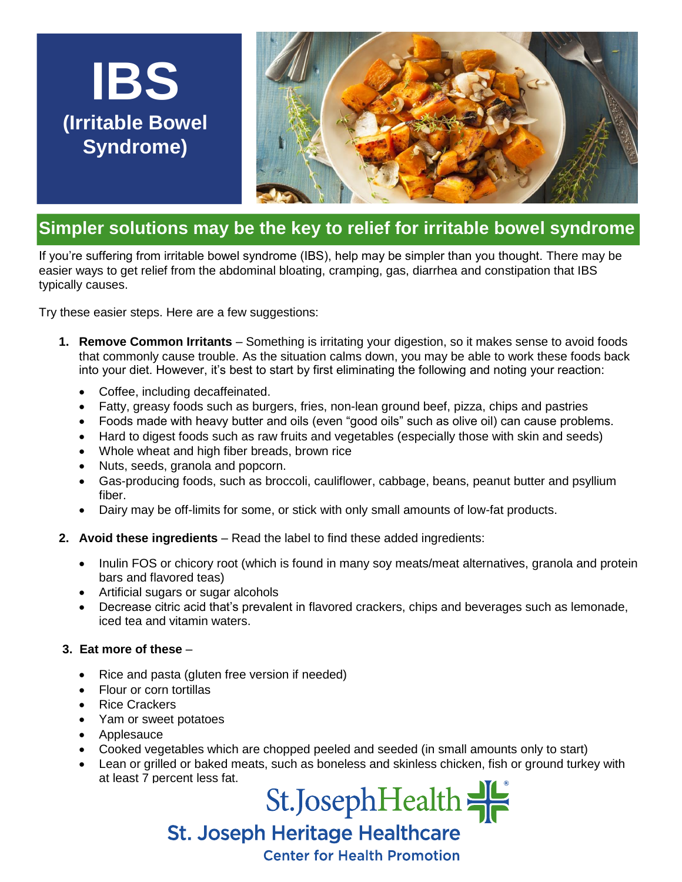# IBS
## (Irritable Bowel Syndrome)

## Simpler solutions may be the key to relief for irritable bowel syndrome

If you're suffering from irritable bowel syndrome (IBS), help may be simpler than you thought. There may be easier ways to get relief from the abdominal bloating, cramping, gas, diarrhea and constipation that IBS typically causes.

Try these easier steps. Here are a few suggestions:

1. **Remove Common Irritants** – Something is irritating your digestion, so it makes sense to avoid foods that commonly cause trouble. As the situation calms down, you may be able to work these foods back into your diet. However, it's best to start by first eliminating the following and noting your reaction:
   - Coffee, including decaffeinated.
   - Fatty, greasy foods such as burgers, fries, non-lean ground beef, pizza, chips and pastries
   - Foods made with heavy butter and oils (even "good oils" such as olive oil) can cause problems.
   - Hard to digest foods such as raw fruits and vegetables (especially those with skin and seeds)
   - Whole wheat and high fiber breads, brown rice
   - Nuts, seeds, granola and popcorn.
   - Gas-producing foods, such as broccoli, cauliflower, cabbage, beans, peanut butter and psyllium fiber.
   - Dairy may be off-limits for some, or stick with only small amounts of low-fat products.

2. **Avoid these ingredients** – Read the label to find these added ingredients:
   - Inulin FOS or chicory root (which is found in many soy meats/meat alternatives, granola and protein bars and flavored teas)
   - Artificial sugars or sugar alcohols
   - Decrease citric acid that's prevalent in flavored crackers, chips and beverages such as lemonade, iced tea and vitamin waters.

3. **Eat more of these** –
   - Rice and pasta (gluten free version if needed)
   - Flour or corn tortillas
   - Rice Crackers
   - Yam or sweet potatoes
   - Applesauce
   - Cooked vegetables which are chopped peeled and seeded (in small amounts only to start)
   - Lean or grilled or baked meats, such as boneless and skinless chicken, fish or ground turkey with at least 7 percent less fat.

St.JosephHealth

St. Joseph Heritage Healthcare

Center for Health Promotion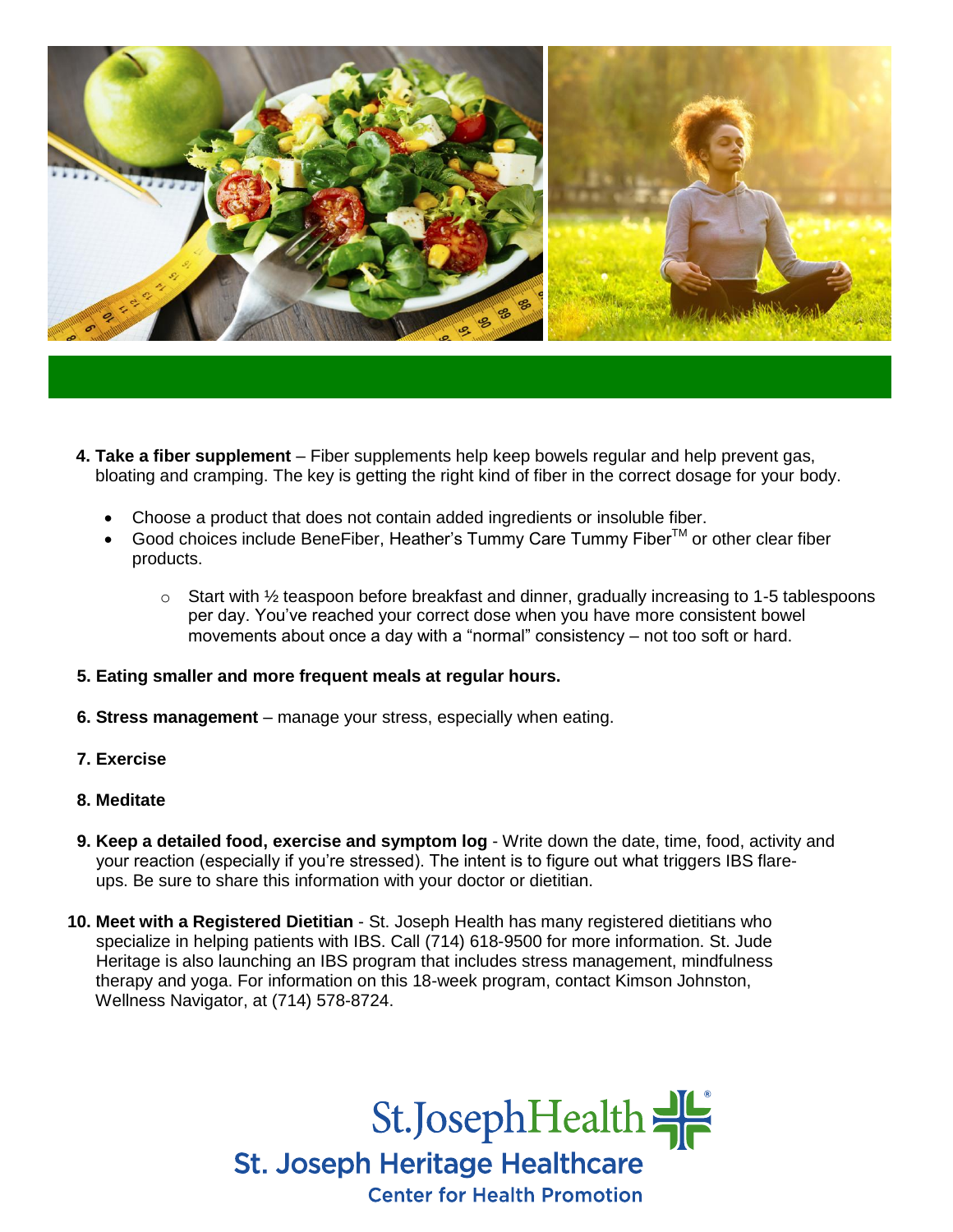4. **Take a fiber supplement** – Fiber supplements help keep bowels regular and help prevent gas, bloating and cramping. The key is getting the right kind of fiber in the correct dosage for your body.
   - Choose a product that does not contain added ingredients or insoluble fiber.
   - Good choices include BeneFiber, Heather's Tummy Care Tummy Fiber™ or other clear fiber products.
     - Start with ½ teaspoon before breakfast and dinner, gradually increasing to 1-5 tablespoons per day. You've reached your correct dose when you have more consistent bowel movements about once a day with a "normal" consistency – not too soft or hard.
5. **Eating smaller and more frequent meals at regular hours.**
6. **Stress management** – manage your stress, especially when eating.
7. **Exercise**
8. **Meditate**
9. **Keep a detailed food, exercise and symptom log** - Write down the date, time, food, activity and your reaction (especially if you're stressed). The intent is to figure out what triggers IBS flare-ups. Be sure to share this information with your doctor or dietitian.
10. **Meet with a Registered Dietitian** - St. Joseph Health has many registered dietitians who specialize in helping patients with IBS. Call (714) 618-9500 for more information. St. Jude Heritage is also launching an IBS program that includes stress management, mindfulness therapy and yoga. For information on this 18-week program, contact Kimson Johnston, Wellness Navigator, at (714) 578-8724.

St.JosephHealth

St. Joseph Heritage Healthcare

Center for Health Promotion